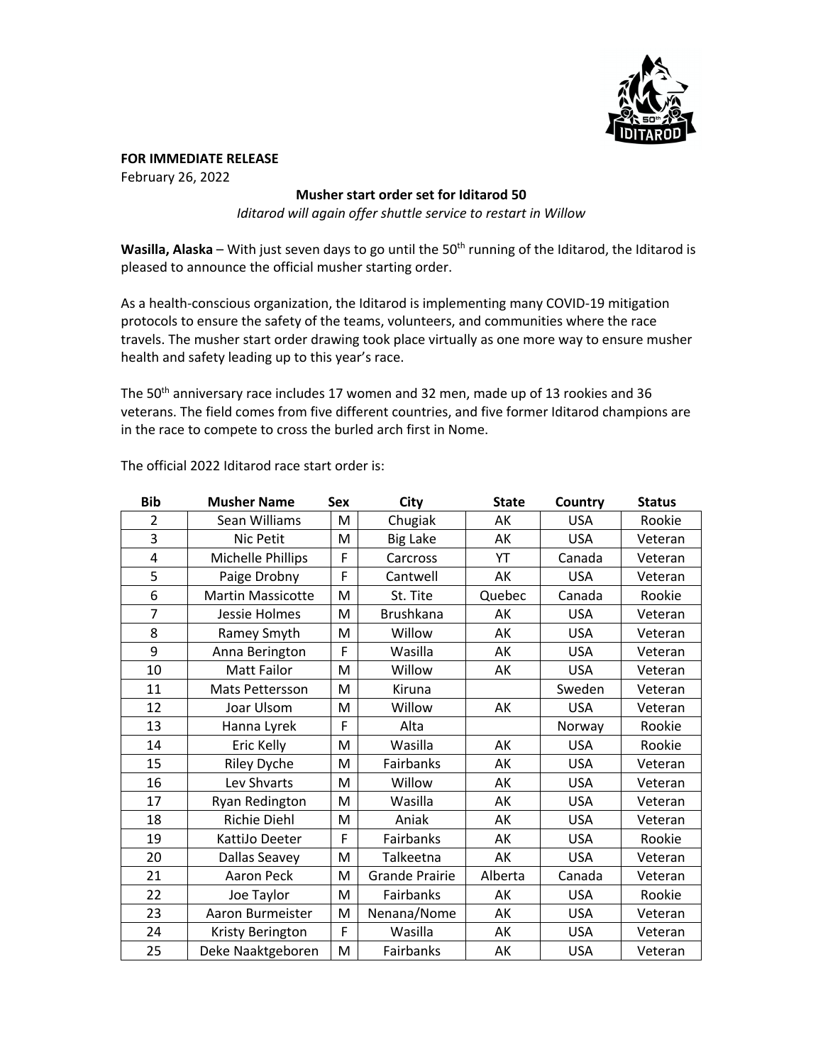**FOR IMMEDIATE RELEASE**
February 26, 2022

**Musher start order set for Iditarod 50**

*Iditarod will again offer shuttle service to restart in Willow*

**Wasilla, Alaska** – With just seven days to go until the 50th running of the Iditarod, the Iditarod is pleased to announce the official musher starting order.

As a health-conscious organization, the Iditarod is implementing many COVID-19 mitigation protocols to ensure the safety of the teams, volunteers, and communities where the race travels. The musher start order drawing took place virtually as one more way to ensure musher health and safety leading up to this year's race.

The 50th anniversary race includes 17 women and 32 men, made up of 13 rookies and 36 veterans. The field comes from five different countries, and five former Iditarod champions are in the race to compete to cross the burled arch first in Nome.

The official 2022 Iditarod race start order is:

| Bib | Musher Name | Sex | City | State | Country | Status |
|---|---|---|---|---|---|---|
| 2 | Sean Williams | M | Chugiak | AK | USA | Rookie |
| 3 | Nic Petit | M | Big Lake | AK | USA | Veteran |
| 4 | Michelle Phillips | F | Carcross | YT | Canada | Veteran |
| 5 | Paige Drobny | F | Cantwell | AK | USA | Veteran |
| 6 | Martin Massicotte | M | St. Tite | Quebec | Canada | Rookie |
| 7 | Jessie Holmes | M | Brushkana | AK | USA | Veteran |
| 8 | Ramey Smyth | M | Willow | AK | USA | Veteran |
| 9 | Anna Berington | F | Wasilla | AK | USA | Veteran |
| 10 | Matt Failor | M | Willow | AK | USA | Veteran |
| 11 | Mats Pettersson | M | Kiruna | | Sweden | Veteran |
| 12 | Joar Ulsom | M | Willow | AK | USA | Veteran |
| 13 | Hanna Lyrek | F | Alta | | Norway | Rookie |
| 14 | Eric Kelly | M | Wasilla | AK | USA | Rookie |
| 15 | Riley Dyche | M | Fairbanks | AK | USA | Veteran |
| 16 | Lev Shvarts | M | Willow | AK | USA | Veteran |
| 17 | Ryan Redington | M | Wasilla | AK | USA | Veteran |
| 18 | Richie Diehl | M | Aniak | AK | USA | Veteran |
| 19 | KattiJo Deeter | F | Fairbanks | AK | USA | Rookie |
| 20 | Dallas Seavey | M | Talkeetna | AK | USA | Veteran |
| 21 | Aaron Peck | M | Grande Prairie | Alberta | Canada | Veteran |
| 22 | Joe Taylor | M | Fairbanks | AK | USA | Rookie |
| 23 | Aaron Burmeister | M | Nenana/Nome | AK | USA | Veteran |
| 24 | Kristy Berington | F | Wasilla | AK | USA | Veteran |
| 25 | Deke Naaktgeboren | M | Fairbanks | AK | USA | Veteran |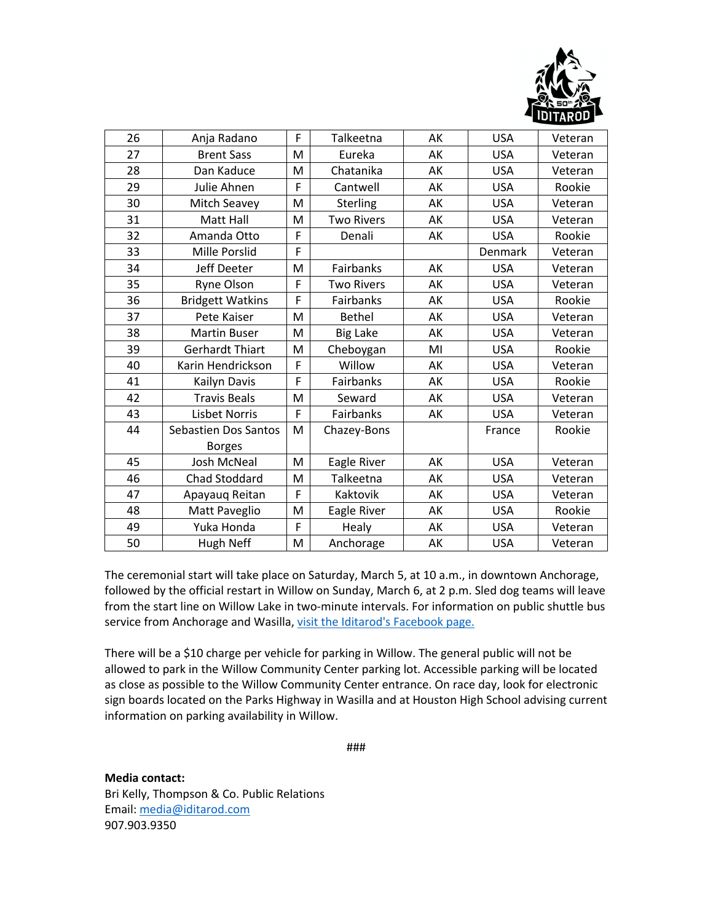| | | | | | | |
|---|---|---|---|---|---|---|
| 26 | Anja Radano | F | Talkeetna | AK | USA | Veteran |
| 27 | Brent Sass | M | Eureka | AK | USA | Veteran |
| 28 | Dan Kaduce | M | Chatanika | AK | USA | Veteran |
| 29 | Julie Ahnen | F | Cantwell | AK | USA | Rookie |
| 30 | Mitch Seavey | M | Sterling | AK | USA | Veteran |
| 31 | Matt Hall | M | Two Rivers | AK | USA | Veteran |
| 32 | Amanda Otto | F | Denali | AK | USA | Rookie |
| 33 | Mille Porslid | F | | | Denmark | Veteran |
| 34 | Jeff Deeter | M | Fairbanks | AK | USA | Veteran |
| 35 | Ryne Olson | F | Two Rivers | AK | USA | Veteran |
| 36 | Bridgett Watkins | F | Fairbanks | AK | USA | Rookie |
| 37 | Pete Kaiser | M | Bethel | AK | USA | Veteran |
| 38 | Martin Buser | M | Big Lake | AK | USA | Veteran |
| 39 | Gerhardt Thiart | M | Cheboygan | MI | USA | Rookie |
| 40 | Karin Hendrickson | F | Willow | AK | USA | Veteran |
| 41 | Kailyn Davis | F | Fairbanks | AK | USA | Rookie |
| 42 | Travis Beals | M | Seward | AK | USA | Veteran |
| 43 | Lisbet Norris | F | Fairbanks | AK | USA | Veteran |
| 44 | Sebastien Dos Santos Borges | M | Chazey-Bons | | France | Rookie |
| 45 | Josh McNeal | M | Eagle River | AK | USA | Veteran |
| 46 | Chad Stoddard | M | Talkeetna | AK | USA | Veteran |
| 47 | Apayauq Reitan | F | Kaktovik | AK | USA | Veteran |
| 48 | Matt Paveglio | M | Eagle River | AK | USA | Rookie |
| 49 | Yuka Honda | F | Healy | AK | USA | Veteran |
| 50 | Hugh Neff | M | Anchorage | AK | USA | Veteran |

The ceremonial start will take place on Saturday, March 5, at 10 a.m., in downtown Anchorage, followed by the official restart in Willow on Sunday, March 6, at 2 p.m. Sled dog teams will leave from the start line on Willow Lake in two-minute intervals. For information on public shuttle bus service from Anchorage and Wasilla, visit the Iditarod's Facebook page.

There will be a $10 charge per vehicle for parking in Willow. The general public will not be allowed to park in the Willow Community Center parking lot. Accessible parking will be located as close as possible to the Willow Community Center entrance. On race day, look for electronic sign boards located on the Parks Highway in Wasilla and at Houston High School advising current information on parking availability in Willow.

###

**Media contact:**
Bri Kelly, Thompson & Co. Public Relations
Email: media@iditarod.com
907.903.9350